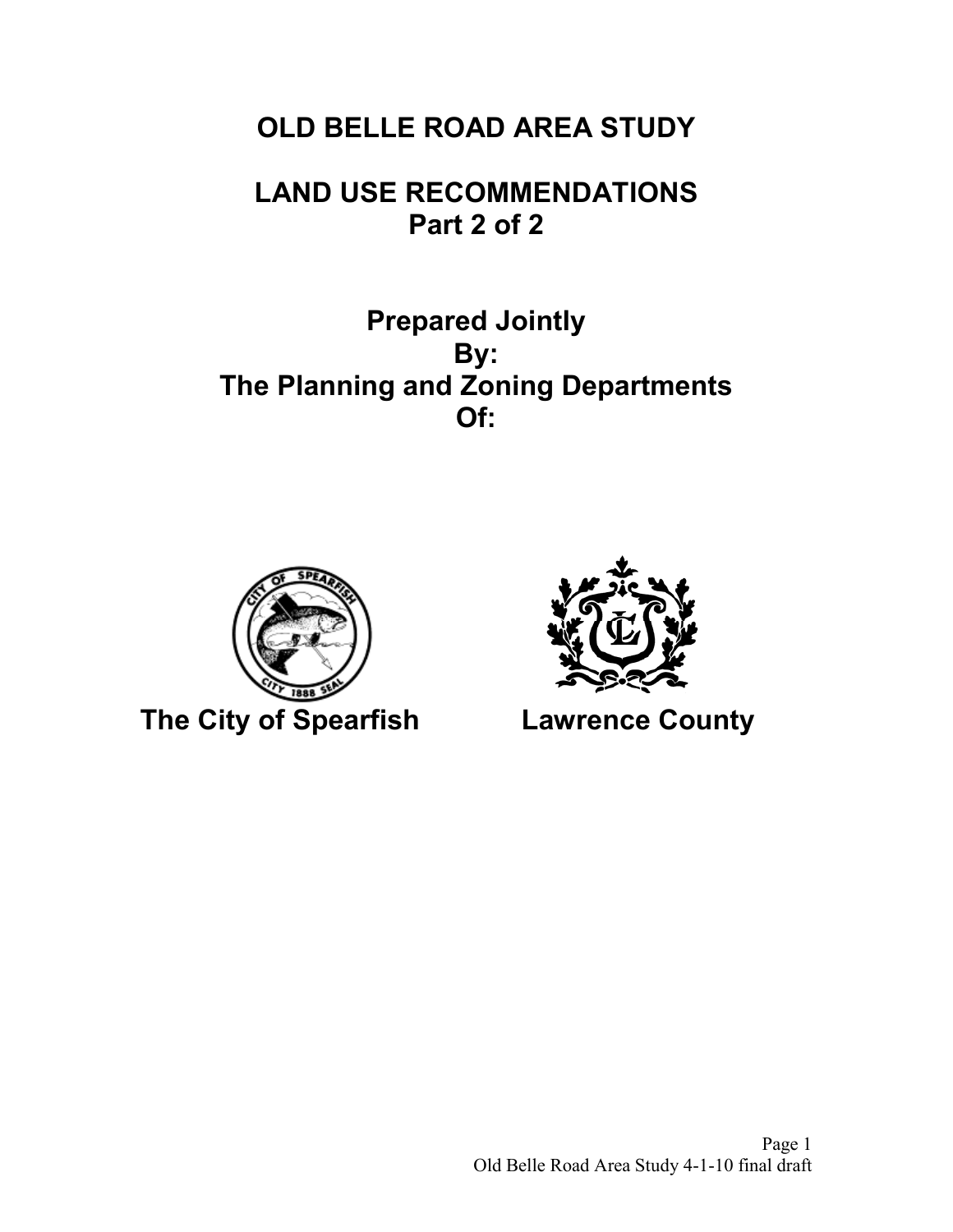# OLD BELLE ROAD AREA STUDY

## LAND USE RECOMMENDATIONS
## Part 2 of 2

## Prepared Jointly
## By:
## The Planning and Zoning Departments
## Of:

**The City of Spearfish** **Lawrence County**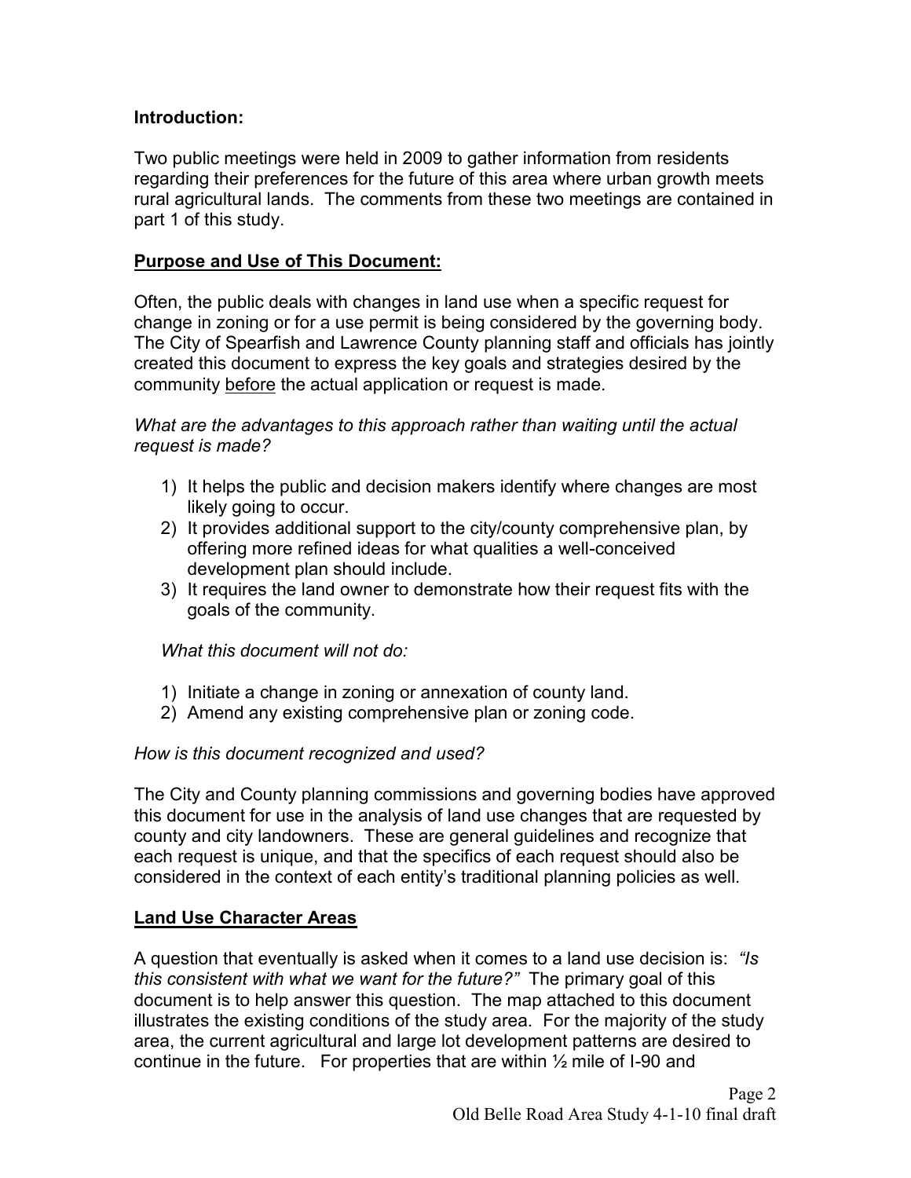**Introduction:**

Two public meetings were held in 2009 to gather information from residents regarding their preferences for the future of this area where urban growth meets rural agricultural lands. The comments from these two meetings are contained in part 1 of this study.

## **Purpose and Use of This Document:**

Often, the public deals with changes in land use when a specific request for change in zoning or for a use permit is being considered by the governing body. The City of Spearfish and Lawrence County planning staff and officials has jointly created this document to express the key goals and strategies desired by the community <u>before</u> the actual application or request is made.

*What are the advantages to this approach rather than waiting until the actual request is made?*

1) It helps the public and decision makers identify where changes are most likely going to occur.
2) It provides additional support to the city/county comprehensive plan, by offering more refined ideas for what qualities a well-conceived development plan should include.
3) It requires the land owner to demonstrate how their request fits with the goals of the community.

*What this document will not do:*

1) Initiate a change in zoning or annexation of county land.
2) Amend any existing comprehensive plan or zoning code.

*How is this document recognized and used?*

The City and County planning commissions and governing bodies have approved this document for use in the analysis of land use changes that are requested by county and city landowners. These are general guidelines and recognize that each request is unique, and that the specifics of each request should also be considered in the context of each entity's traditional planning policies as well.

## **Land Use Character Areas**

A question that eventually is asked when it comes to a land use decision is: *"Is this consistent with what we want for the future?"* The primary goal of this document is to help answer this question. The map attached to this document illustrates the existing conditions of the study area. For the majority of the study area, the current agricultural and large lot development patterns are desired to continue in the future. For properties that are within ½ mile of I-90 and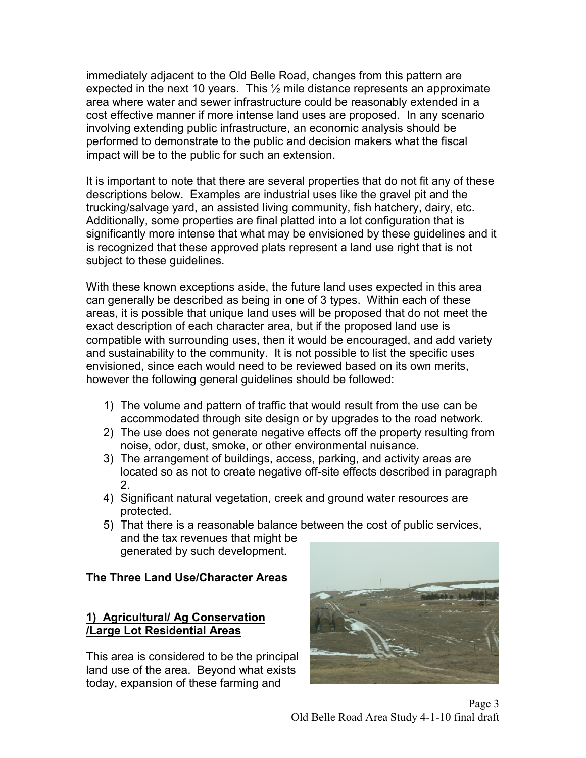immediately adjacent to the Old Belle Road, changes from this pattern are expected in the next 10 years. This ½ mile distance represents an approximate area where water and sewer infrastructure could be reasonably extended in a cost effective manner if more intense land uses are proposed. In any scenario involving extending public infrastructure, an economic analysis should be performed to demonstrate to the public and decision makers what the fiscal impact will be to the public for such an extension.

It is important to note that there are several properties that do not fit any of these descriptions below. Examples are industrial uses like the gravel pit and the trucking/salvage yard, an assisted living community, fish hatchery, dairy, etc. Additionally, some properties are final platted into a lot configuration that is significantly more intense that what may be envisioned by these guidelines and it is recognized that these approved plats represent a land use right that is not subject to these guidelines.

With these known exceptions aside, the future land uses expected in this area can generally be described as being in one of 3 types. Within each of these areas, it is possible that unique land uses will be proposed that do not meet the exact description of each character area, but if the proposed land use is compatible with surrounding uses, then it would be encouraged, and add variety and sustainability to the community. It is not possible to list the specific uses envisioned, since each would need to be reviewed based on its own merits, however the following general guidelines should be followed:

1) The volume and pattern of traffic that would result from the use can be accommodated through site design or by upgrades to the road network.
2) The use does not generate negative effects off the property resulting from noise, odor, dust, smoke, or other environmental nuisance.
3) The arrangement of buildings, access, parking, and activity areas are located so as not to create negative off-site effects described in paragraph 2.
4) Significant natural vegetation, creek and ground water resources are protected.
5) That there is a reasonable balance between the cost of public services, and the tax revenues that might be generated by such development.

**The Three Land Use/Character Areas**

**1) Agricultural/ Ag Conservation /Large Lot Residential Areas**

This area is considered to be the principal land use of the area. Beyond what exists today, expansion of these farming and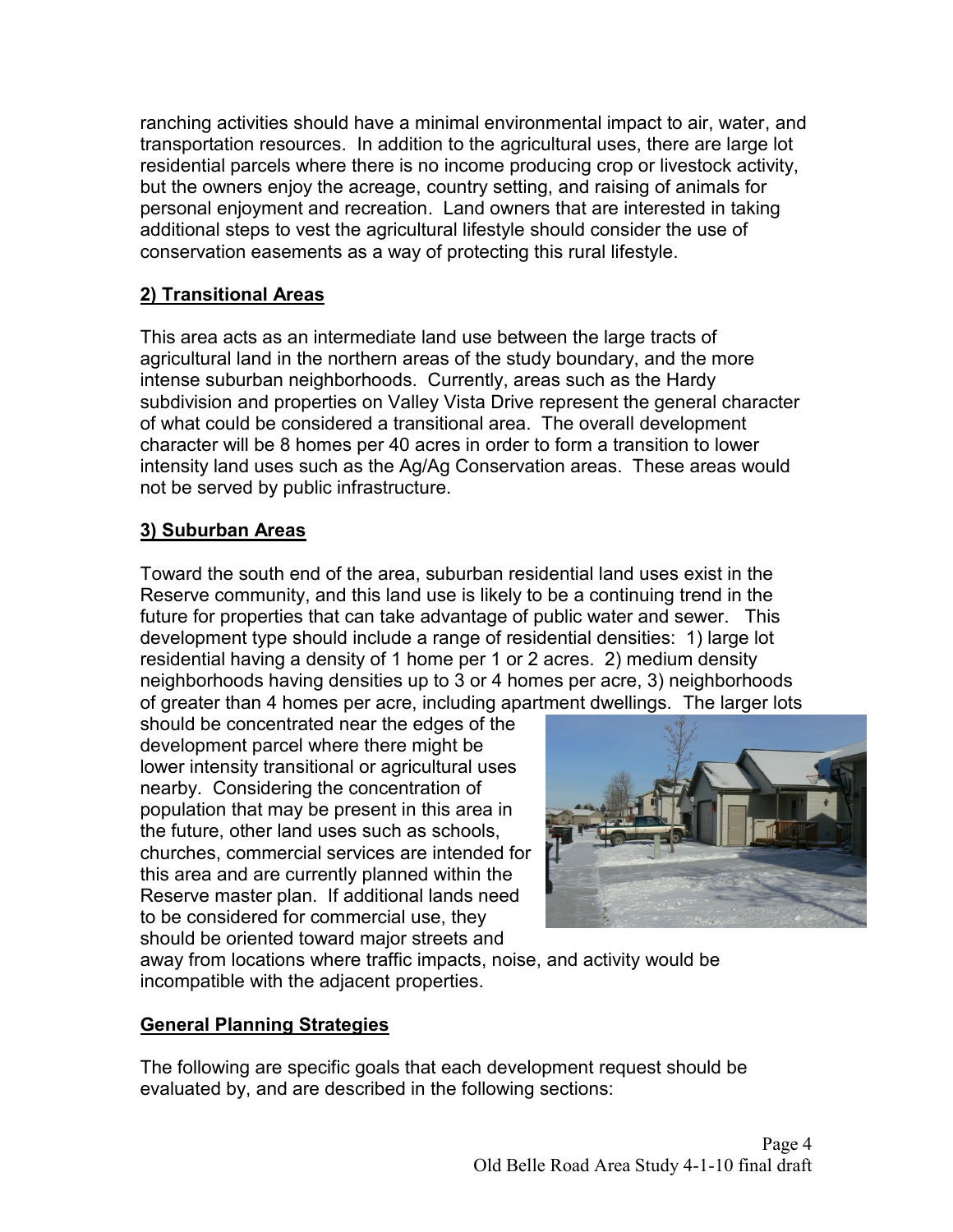ranching activities should have a minimal environmental impact to air, water, and transportation resources. In addition to the agricultural uses, there are large lot residential parcels where there is no income producing crop or livestock activity, but the owners enjoy the acreage, country setting, and raising of animals for personal enjoyment and recreation. Land owners that are interested in taking additional steps to vest the agricultural lifestyle should consider the use of conservation easements as a way of protecting this rural lifestyle.

## 2) Transitional Areas

This area acts as an intermediate land use between the large tracts of agricultural land in the northern areas of the study boundary, and the more intense suburban neighborhoods. Currently, areas such as the Hardy subdivision and properties on Valley Vista Drive represent the general character of what could be considered a transitional area. The overall development character will be 8 homes per 40 acres in order to form a transition to lower intensity land uses such as the Ag/Ag Conservation areas. These areas would not be served by public infrastructure.

## 3) Suburban Areas

Toward the south end of the area, suburban residential land uses exist in the Reserve community, and this land use is likely to be a continuing trend in the future for properties that can take advantage of public water and sewer. This development type should include a range of residential densities: 1) large lot residential having a density of 1 home per 1 or 2 acres. 2) medium density neighborhoods having densities up to 3 or 4 homes per acre, 3) neighborhoods of greater than 4 homes per acre, including apartment dwellings. The larger lots should be concentrated near the edges of the development parcel where there might be lower intensity transitional or agricultural uses nearby. Considering the concentration of population that may be present in this area in the future, other land uses such as schools, churches, commercial services are intended for this area and are currently planned within the Reserve master plan. If additional lands need to be considered for commercial use, they should be oriented toward major streets and away from locations where traffic impacts, noise, and activity would be incompatible with the adjacent properties.

## General Planning Strategies

The following are specific goals that each development request should be evaluated by, and are described in the following sections: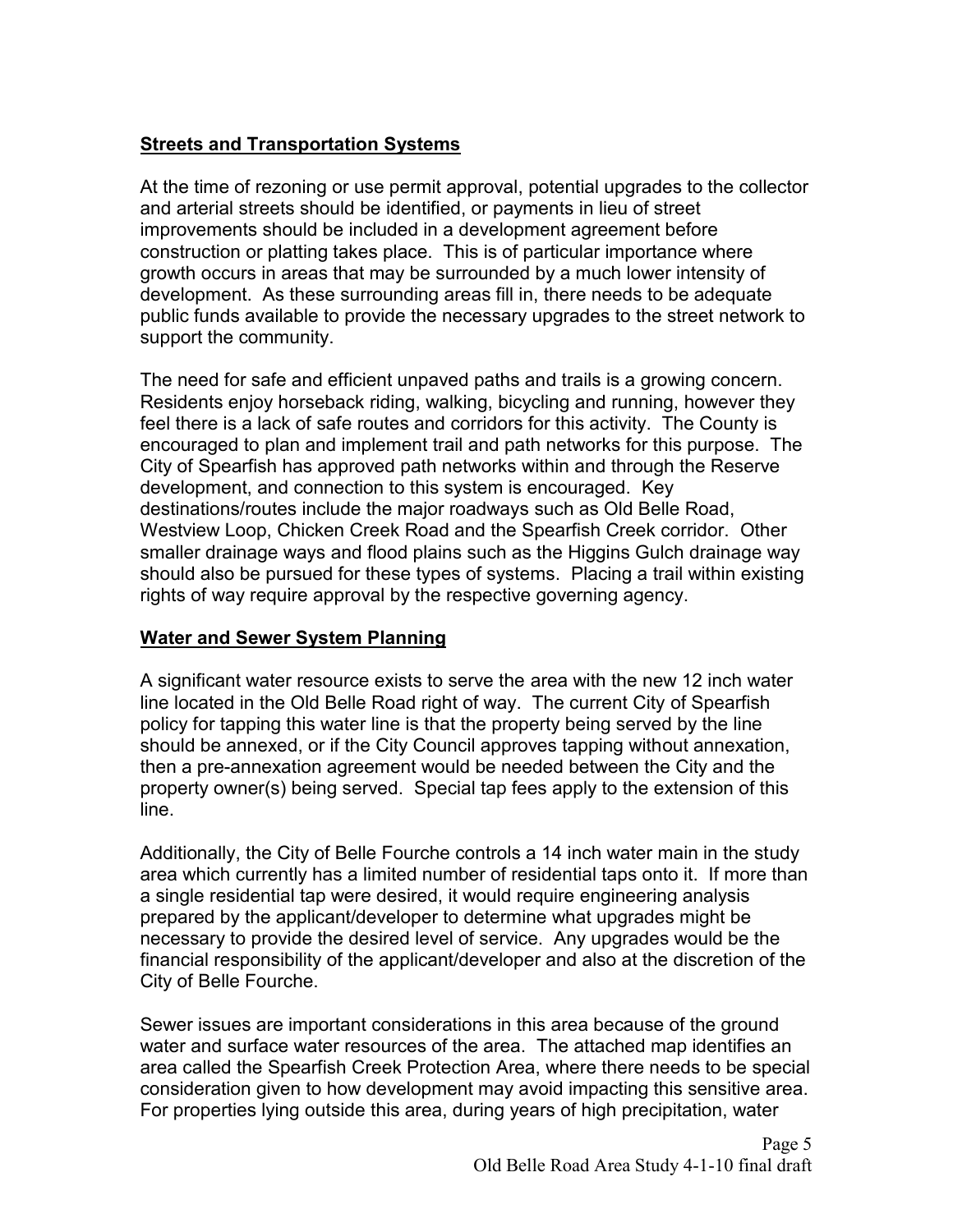## Streets and Transportation Systems

At the time of rezoning or use permit approval, potential upgrades to the collector and arterial streets should be identified, or payments in lieu of street improvements should be included in a development agreement before construction or platting takes place. This is of particular importance where growth occurs in areas that may be surrounded by a much lower intensity of development. As these surrounding areas fill in, there needs to be adequate public funds available to provide the necessary upgrades to the street network to support the community.

The need for safe and efficient unpaved paths and trails is a growing concern. Residents enjoy horseback riding, walking, bicycling and running, however they feel there is a lack of safe routes and corridors for this activity. The County is encouraged to plan and implement trail and path networks for this purpose. The City of Spearfish has approved path networks within and through the Reserve development, and connection to this system is encouraged. Key destinations/routes include the major roadways such as Old Belle Road, Westview Loop, Chicken Creek Road and the Spearfish Creek corridor. Other smaller drainage ways and flood plains such as the Higgins Gulch drainage way should also be pursued for these types of systems. Placing a trail within existing rights of way require approval by the respective governing agency.

## Water and Sewer System Planning

A significant water resource exists to serve the area with the new 12 inch water line located in the Old Belle Road right of way. The current City of Spearfish policy for tapping this water line is that the property being served by the line should be annexed, or if the City Council approves tapping without annexation, then a pre-annexation agreement would be needed between the City and the property owner(s) being served. Special tap fees apply to the extension of this line.

Additionally, the City of Belle Fourche controls a 14 inch water main in the study area which currently has a limited number of residential taps onto it. If more than a single residential tap were desired, it would require engineering analysis prepared by the applicant/developer to determine what upgrades might be necessary to provide the desired level of service. Any upgrades would be the financial responsibility of the applicant/developer and also at the discretion of the City of Belle Fourche.

Sewer issues are important considerations in this area because of the ground water and surface water resources of the area. The attached map identifies an area called the Spearfish Creek Protection Area, where there needs to be special consideration given to how development may avoid impacting this sensitive area. For properties lying outside this area, during years of high precipitation, water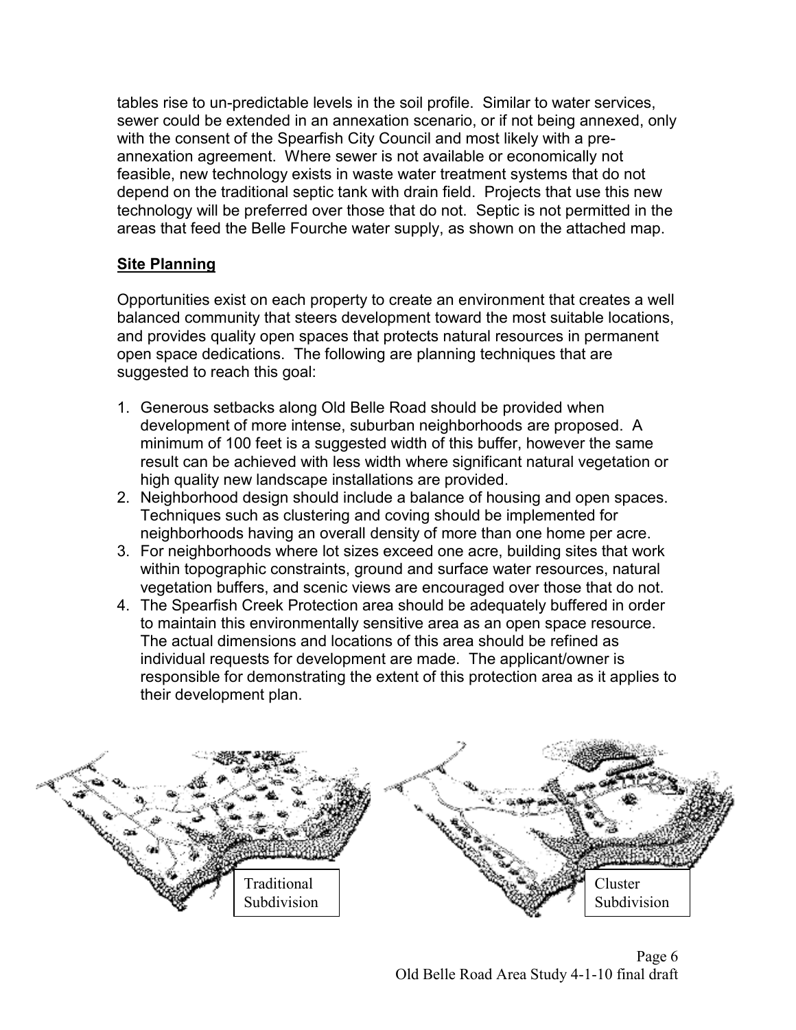tables rise to un-predictable levels in the soil profile. Similar to water services, sewer could be extended in an annexation scenario, or if not being annexed, only with the consent of the Spearfish City Council and most likely with a pre-annexation agreement. Where sewer is not available or economically not feasible, new technology exists in waste water treatment systems that do not depend on the traditional septic tank with drain field. Projects that use this new technology will be preferred over those that do not. Septic is not permitted in the areas that feed the Belle Fourche water supply, as shown on the attached map.

## Site Planning

Opportunities exist on each property to create an environment that creates a well balanced community that steers development toward the most suitable locations, and provides quality open spaces that protects natural resources in permanent open space dedications. The following are planning techniques that are suggested to reach this goal:

1. Generous setbacks along Old Belle Road should be provided when development of more intense, suburban neighborhoods are proposed. A minimum of 100 feet is a suggested width of this buffer, however the same result can be achieved with less width where significant natural vegetation or high quality new landscape installations are provided.
2. Neighborhood design should include a balance of housing and open spaces. Techniques such as clustering and coving should be implemented for neighborhoods having an overall density of more than one home per acre.
3. For neighborhoods where lot sizes exceed one acre, building sites that work within topographic constraints, ground and surface water resources, natural vegetation buffers, and scenic views are encouraged over those that do not.
4. The Spearfish Creek Protection area should be adequately buffered in order to maintain this environmentally sensitive area as an open space resource. The actual dimensions and locations of this area should be refined as individual requests for development are made. The applicant/owner is responsible for demonstrating the extent of this protection area as it applies to their development plan.

Traditional Subdivision

Cluster Subdivision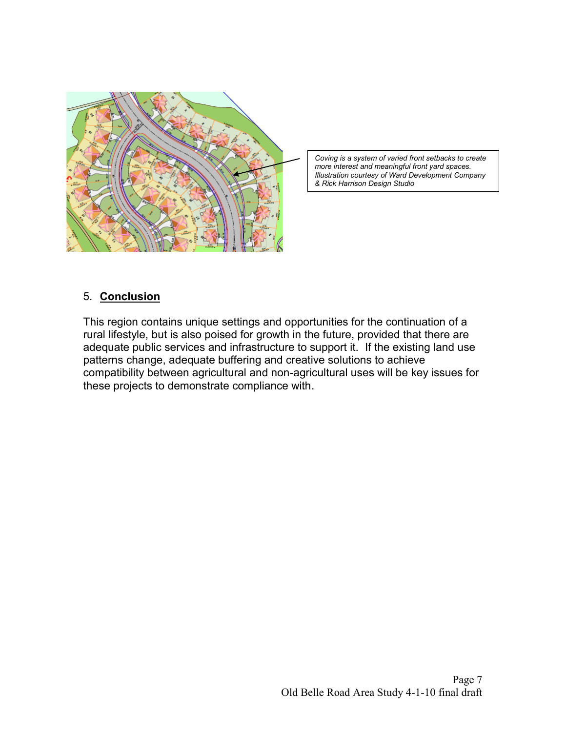*Coving is a system of varied front setbacks to create more interest and meaningful front yard spaces. Illustration courtesy of Ward Development Company & Rick Harrison Design Studio*

5. **Conclusion**

This region contains unique settings and opportunities for the continuation of a rural lifestyle, but is also poised for growth in the future, provided that there are adequate public services and infrastructure to support it. If the existing land use patterns change, adequate buffering and creative solutions to achieve compatibility between agricultural and non-agricultural uses will be key issues for these projects to demonstrate compliance with.